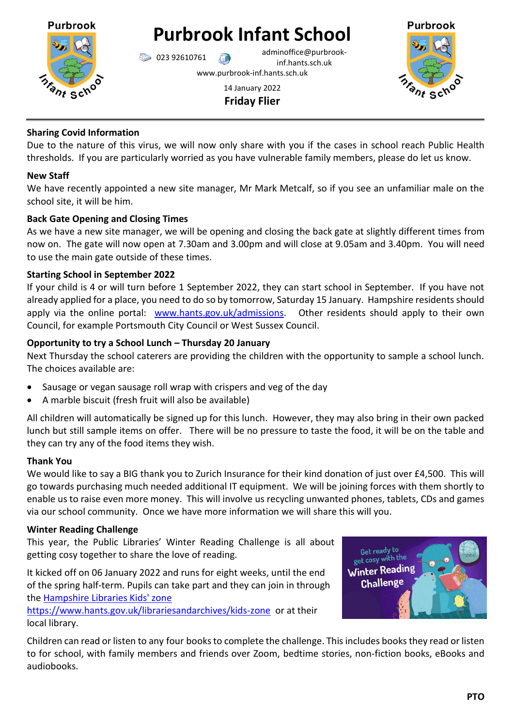# Purbrook Infant School

023 92610761 adminoffice@purbrook-inf.hants.sch.uk
www.purbrook-inf.hants.sch.uk

14 January 2022

**Friday Flier**

---

### Sharing Covid Information

Due to the nature of this virus, we will now only share with you if the cases in school reach Public Health thresholds. If you are particularly worried as you have vulnerable family members, please do let us know.

### New Staff

We have recently appointed a new site manager, Mr Mark Metcalf, so if you see an unfamiliar male on the school site, it will be him.

### Back Gate Opening and Closing Times

As we have a new site manager, we will be opening and closing the back gate at slightly different times from now on. The gate will now open at 7.30am and 3.00pm and will close at 9.05am and 3.40pm. You will need to use the main gate outside of these times.

### Starting School in September 2022

If your child is 4 or will turn before 1 September 2022, they can start school in September. If you have not already applied for a place, you need to do so by tomorrow, Saturday 15 January. Hampshire residents should apply via the online portal: [www.hants.gov.uk/admissions](www.hants.gov.uk/admissions). Other residents should apply to their own Council, for example Portsmouth City Council or West Sussex Council.

### Opportunity to try a School Lunch – Thursday 20 January

Next Thursday the school caterers are providing the children with the opportunity to sample a school lunch. The choices available are:

- Sausage or vegan sausage roll wrap with crispers and veg of the day
- A marble biscuit (fresh fruit will also be available)

All children will automatically be signed up for this lunch. However, they may also bring in their own packed lunch but still sample items on offer. There will be no pressure to taste the food, it will be on the table and they can try any of the food items they wish.

### Thank You

We would like to say a BIG thank you to Zurich Insurance for their kind donation of just over £4,500. This will go towards purchasing much needed additional IT equipment. We will be joining forces with them shortly to enable us to raise even more money. This will involve us recycling unwanted phones, tablets, CDs and games via our school community. Once we have more information we will share this will you.

### Winter Reading Challenge

This year, the Public Libraries' Winter Reading Challenge is all about getting cosy together to share the love of reading.

It kicked off on 06 January 2022 and runs for eight weeks, until the end of the spring half-term. Pupils can take part and they can join in through the [Hampshire Libraries Kids' zone](https://www.hants.gov.uk/librariesandarchives/kids-zone) https://www.hants.gov.uk/librariesandarchives/kids-zone or at their local library.

Children can read or listen to any four books to complete the challenge. This includes books they read or listen to for school, with family members and friends over Zoom, bedtime stories, non-fiction books, eBooks and audiobooks.

**PTO**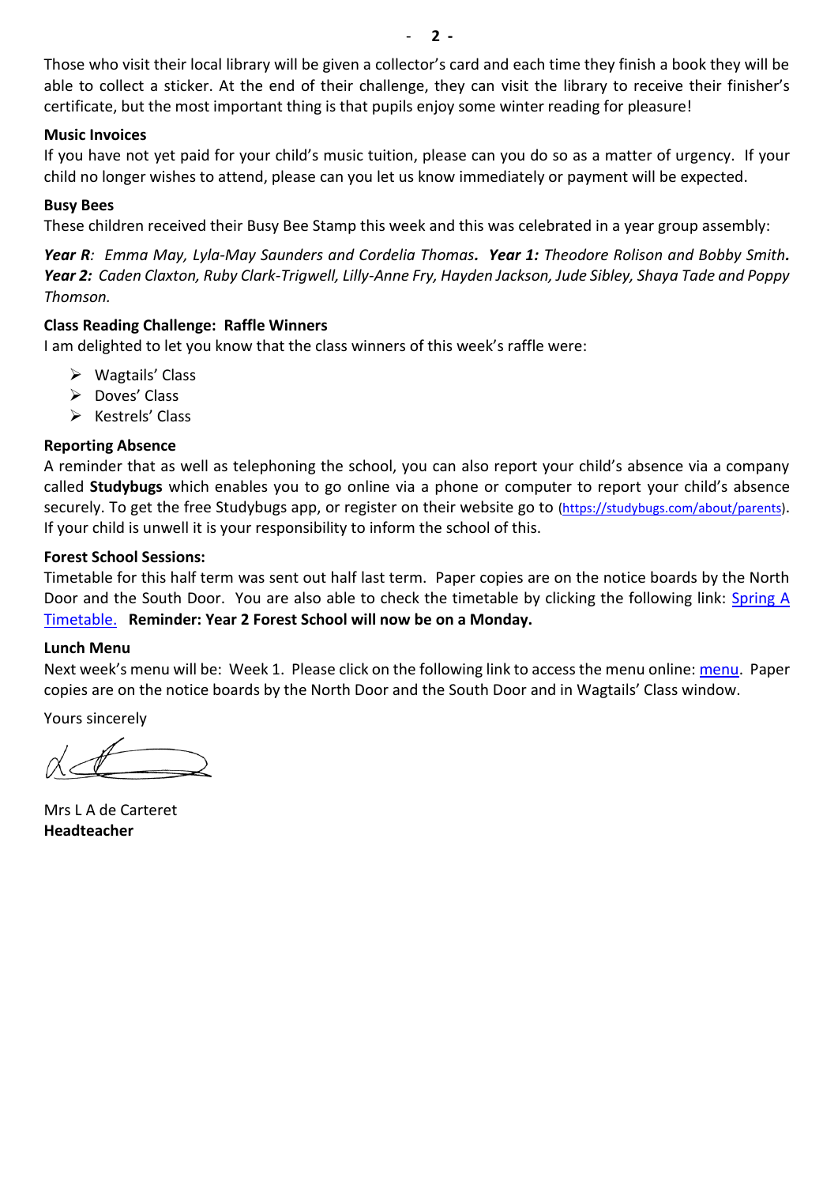Those who visit their local library will be given a collector's card and each time they finish a book they will be able to collect a sticker. At the end of their challenge, they can visit the library to receive their finisher's certificate, but the most important thing is that pupils enjoy some winter reading for pleasure!

**Music Invoices**

If you have not yet paid for your child's music tuition, please can you do so as a matter of urgency. If your child no longer wishes to attend, please can you let us know immediately or payment will be expected.

**Busy Bees**

These children received their Busy Bee Stamp this week and this was celebrated in a year group assembly:

***Year R**: Emma May, Lyla-May Saunders and Cordelia Thomas. **Year 1:** Theodore Rolison and Bobby Smith. **Year 2:** Caden Claxton, Ruby Clark-Trigwell, Lilly-Anne Fry, Hayden Jackson, Jude Sibley, Shaya Tade and Poppy Thomson.*

**Class Reading Challenge: Raffle Winners**

I am delighted to let you know that the class winners of this week's raffle were:

- Wagtails' Class
- Doves' Class
- Kestrels' Class

**Reporting Absence**

A reminder that as well as telephoning the school, you can also report your child's absence via a company called **Studybugs** which enables you to go online via a phone or computer to report your child's absence securely. To get the free Studybugs app, or register on their website go to (https://studybugs.com/about/parents). If your child is unwell it is your responsibility to inform the school of this.

**Forest School Sessions:**

Timetable for this half term was sent out half last term. Paper copies are on the notice boards by the North Door and the South Door. You are also able to check the timetable by clicking the following link: Spring A Timetable. **Reminder: Year 2 Forest School will now be on a Monday.**

**Lunch Menu**

Next week's menu will be: Week 1. Please click on the following link to access the menu online: menu. Paper copies are on the notice boards by the North Door and the South Door and in Wagtails' Class window.

Yours sincerely

Mrs L A de Carteret
**Headteacher**